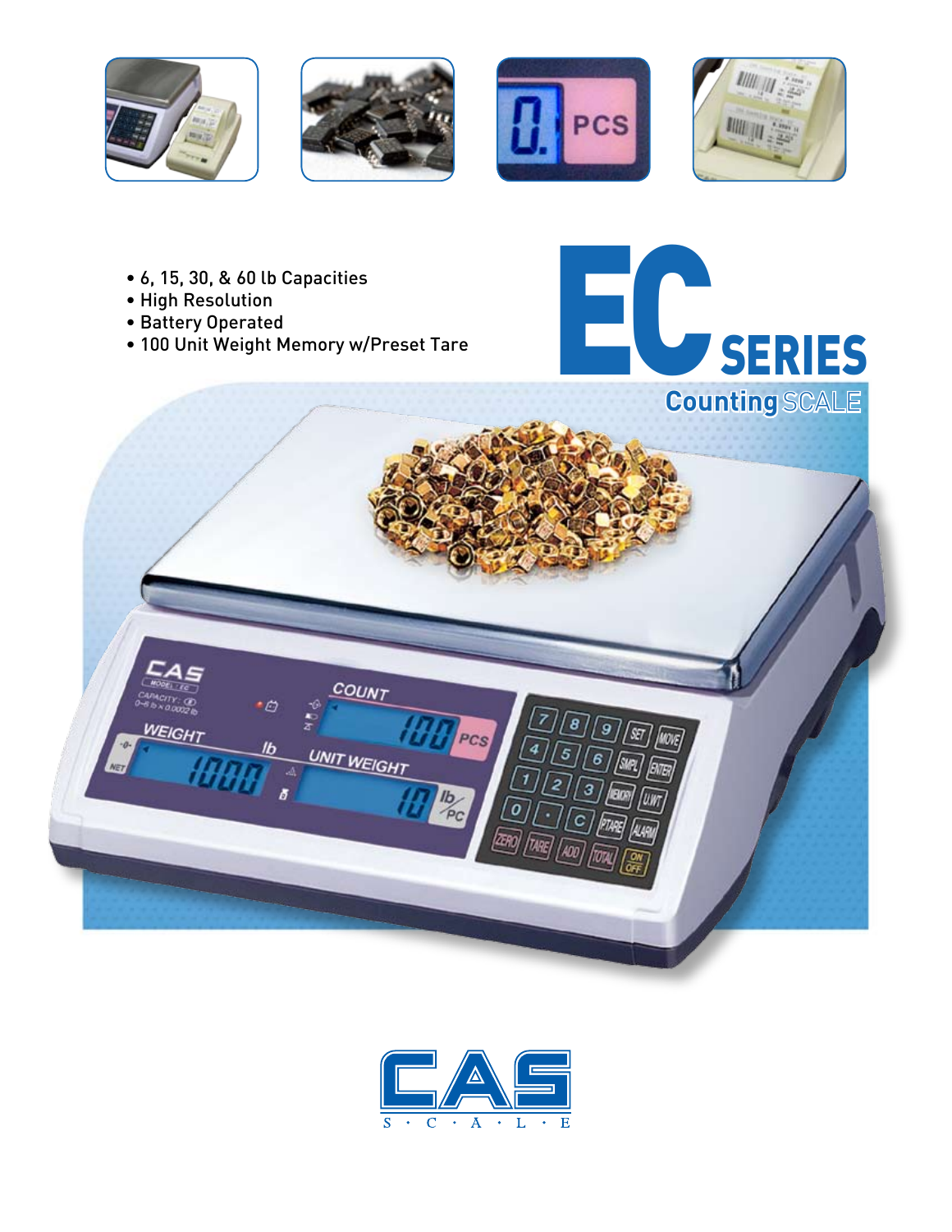# EC SERIES

## Counting SCALE

- 6, 15, 30, & 60 lb Capacities
- High Resolution
- Battery Operated
- 100 Unit Weight Memory w/Preset Tare

CAS
S · C · A · L · E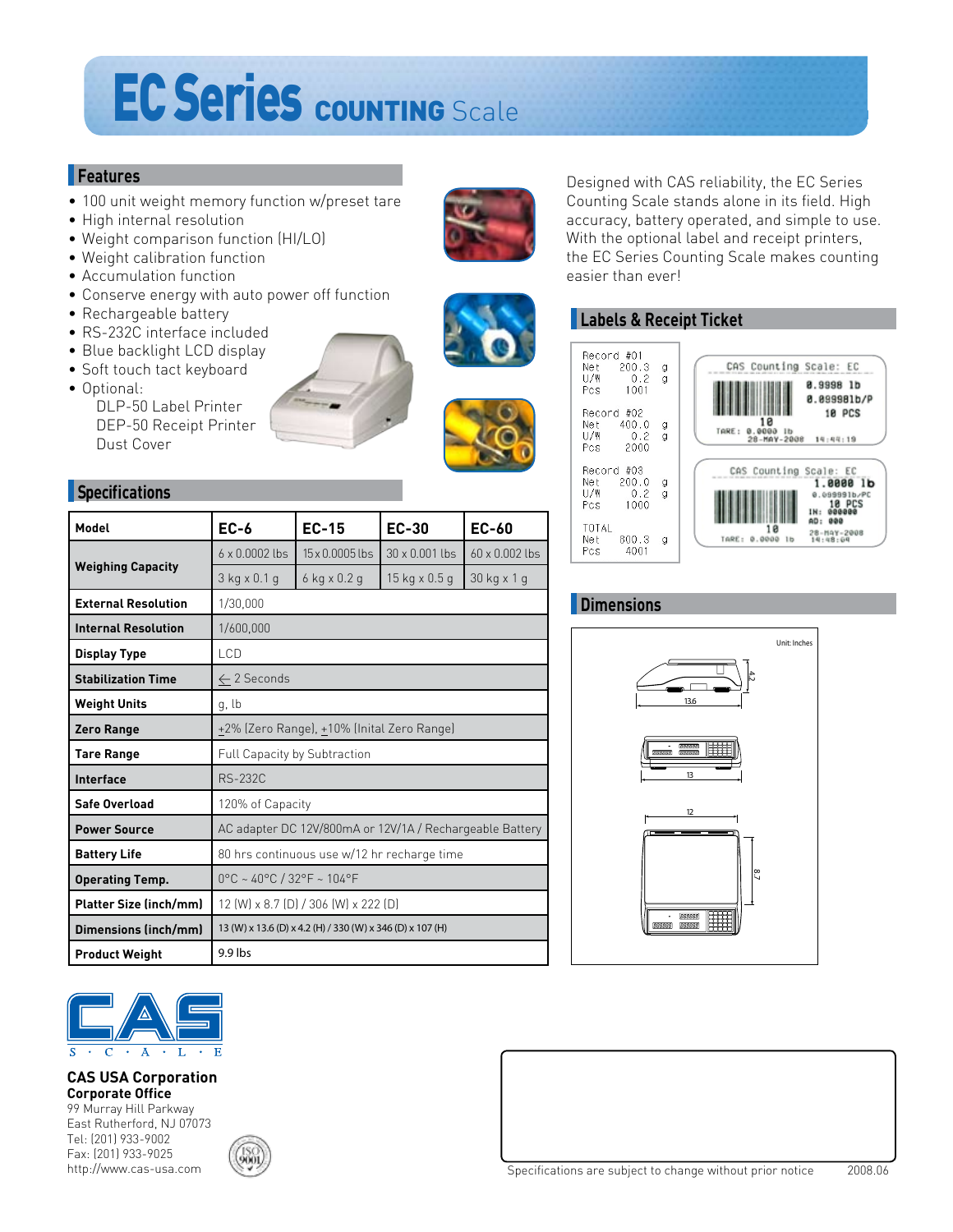# EC Series COUNTING Scale

## Features

- 100 unit weight memory function w/preset tare
- High internal resolution
- Weight comparison function (HI/LO)
- Weight calibration function
- Accumulation function
- Conserve energy with auto power off function
- Rechargeable battery
- RS-232C interface included
- Blue backlight LCD display
- Soft touch tact keyboard
- Optional:
  - DLP-50 Label Printer
  - DEP-50 Receipt Printer
  - Dust Cover

Designed with CAS reliability, the EC Series Counting Scale stands alone in its field. High accuracy, battery operated, and simple to use. With the optional label and receipt printers, the EC Series Counting Scale makes counting easier than ever!

## Specifications

| Model | EC-6 | EC-15 | EC-30 | EC-60 |
|---|---|---|---|---|
| Weighing Capacity | 6 x 0.0002 lbs | 15 x 0.0005 lbs | 30 x 0.001 lbs | 60 x 0.002 lbs |
| | 3 kg x 0.1 g | 6 kg x 0.2 g | 15 kg x 0.5 g | 30 kg x 1 g |
| External Resolution | 1/30,000 | | | |
| Internal Resolution | 1/600,000 | | | |
| Display Type | LCD | | | |
| Stabilization Time | ≤ 2 Seconds | | | |
| Weight Units | g, lb | | | |
| Zero Range | ±2% (Zero Range), ±10% (Inital Zero Range) | | | |
| Tare Range | Full Capacity by Subtraction | | | |
| Interface | RS-232C | | | |
| Safe Overload | 120% of Capacity | | | |
| Power Source | AC adapter DC 12V/800mA or 12V/1A / Rechargeable Battery | | | |
| Battery Life | 80 hrs continuous use w/12 hr recharge time | | | |
| Operating Temp. | 0°C ~ 40°C / 32°F ~ 104°F | | | |
| Platter Size (inch/mm) | 12 (W) x 8.7 (D) / 306 (W) x 222 (D) | | | |
| Dimensions (inch/mm) | 13 (W) x 13.6 (D) x 4.2 (H) / 330 (W) x 346 (D) x 107 (H) | | | |
| Product Weight | 9.9 lbs | | | |

## Labels & Receipt Ticket

```
Record #01
Net    200.3  g
U/W      0.2  g
Pcs     1001

Record #02
Net    400.0  g
U/W      0.2  g
Pcs     2000

Record #03
Net    200.0  g
U/W      0.2  g
Pcs     1000

TOTAL
Net    800.3  g
Pcs     4001
```

```
CAS Counting Scale: EC
0.9998 lb
0.099981b/P
10 PCS
10
TARE: 0.0000 lb
28-MAY-2008   14:44:19
```

```
CAS Counting Scale: EC
1.0000 lb
0.099991b/PC
10 PCS
IN: 000000
AD: 000
10
TARE: 0.0000 lb
28-MAY-2008
14:48:04
```

## Dimensions

Unit: Inches

4.2
13.6
13
12
8.7

**CAS USA Corporation**
**Corporate Office**
99 Murray Hill Parkway
East Rutherford, NJ 07073
Tel: (201) 933-9002
Fax: (201) 933-9025
http://www.cas-usa.com

Specifications are subject to change without prior notice 2008.06